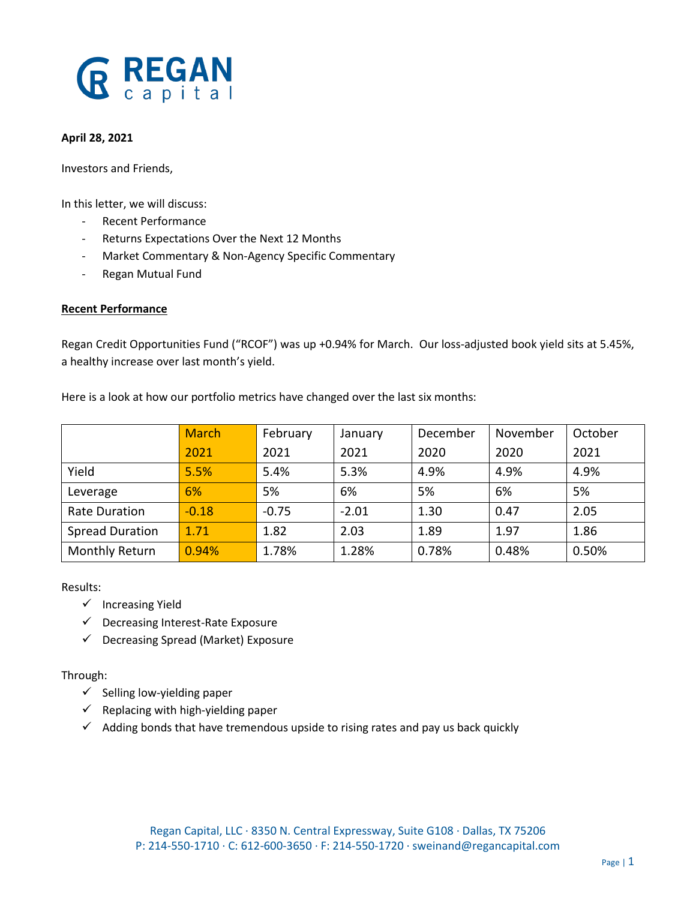**April 28, 2021**

Investors and Friends,

In this letter, we will discuss:

- Recent Performance
- Returns Expectations Over the Next 12 Months
- Market Commentary & Non-Agency Specific Commentary
- Regan Mutual Fund

**Recent Performance**

Regan Credit Opportunities Fund ("RCOF") was up +0.94% for March. Our loss-adjusted book yield sits at 5.45%, a healthy increase over last month's yield.

Here is a look at how our portfolio metrics have changed over the last six months:

| | March 2021 | February 2021 | January 2021 | December 2020 | November 2020 | October 2021 |
|---|---|---|---|---|---|---|
| Yield | 5.5% | 5.4% | 5.3% | 4.9% | 4.9% | 4.9% |
| Leverage | 6% | 5% | 6% | 5% | 6% | 5% |
| Rate Duration | -0.18 | -0.75 | -2.01 | 1.30 | 0.47 | 2.05 |
| Spread Duration | 1.71 | 1.82 | 2.03 | 1.89 | 1.97 | 1.86 |
| Monthly Return | 0.94% | 1.78% | 1.28% | 0.78% | 0.48% | 0.50% |

Results:

- ✓ Increasing Yield
- ✓ Decreasing Interest-Rate Exposure
- ✓ Decreasing Spread (Market) Exposure

Through:

- ✓ Selling low-yielding paper
- ✓ Replacing with high-yielding paper
- ✓ Adding bonds that have tremendous upside to rising rates and pay us back quickly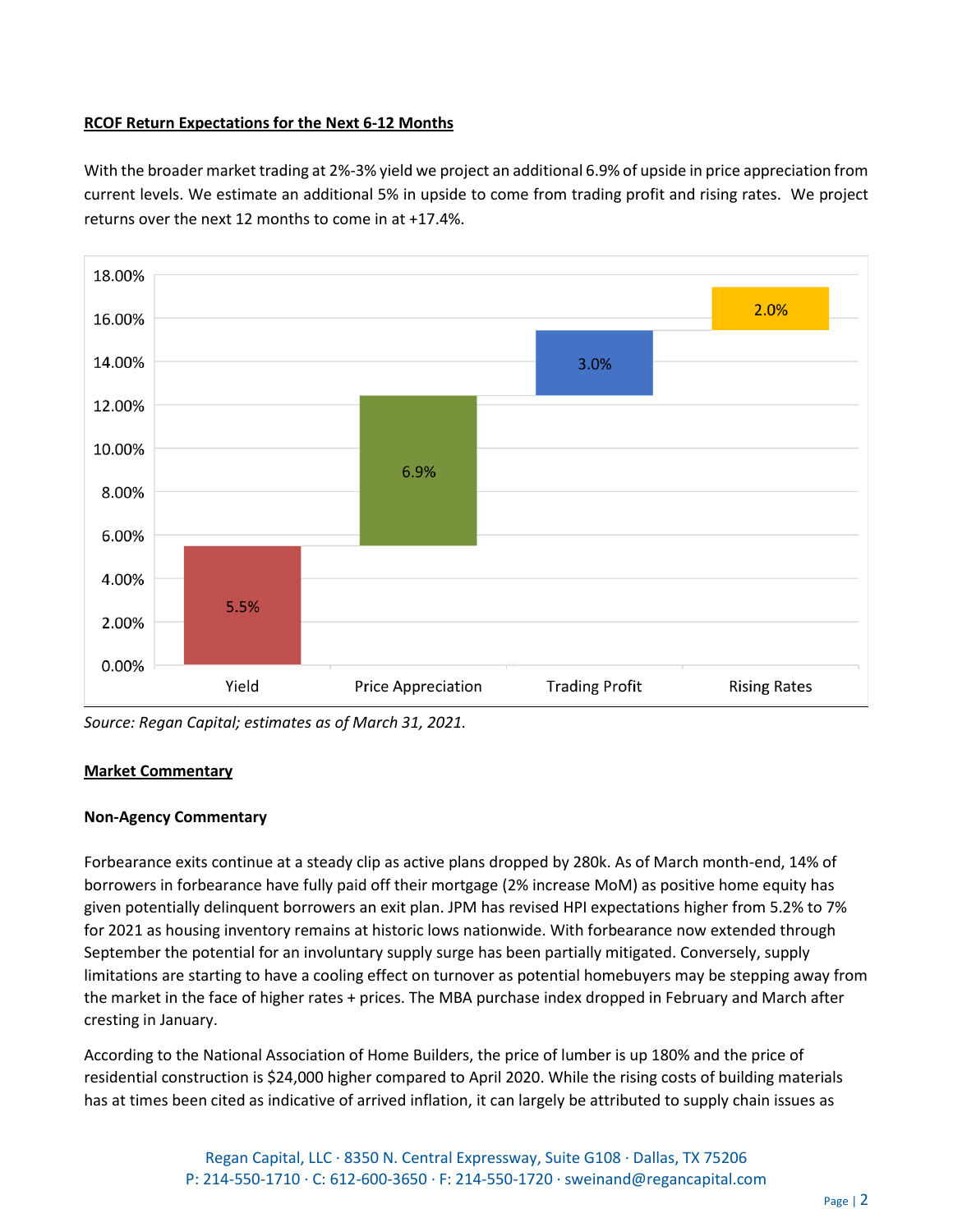**RCOF Return Expectations for the Next 6-12 Months**

With the broader market trading at 2%-3% yield we project an additional 6.9% of upside in price appreciation from current levels. We estimate an additional 5% in upside to come from trading profit and rising rates. We project returns over the next 12 months to come in at +17.4%.

| Component | Contribution |
|---|---|
| Yield | 5.5% |
| Price Appreciation | 6.9% |
| Trading Profit | 3.0% |
| Rising Rates | 2.0% |

*Source: Regan Capital; estimates as of March 31, 2021.*

**Market Commentary**

**Non-Agency Commentary**

Forbearance exits continue at a steady clip as active plans dropped by 280k. As of March month-end, 14% of borrowers in forbearance have fully paid off their mortgage (2% increase MoM) as positive home equity has given potentially delinquent borrowers an exit plan. JPM has revised HPI expectations higher from 5.2% to 7% for 2021 as housing inventory remains at historic lows nationwide. With forbearance now extended through September the potential for an involuntary supply surge has been partially mitigated. Conversely, supply limitations are starting to have a cooling effect on turnover as potential homebuyers may be stepping away from the market in the face of higher rates + prices. The MBA purchase index dropped in February and March after cresting in January.

According to the National Association of Home Builders, the price of lumber is up 180% and the price of residential construction is $24,000 higher compared to April 2020. While the rising costs of building materials has at times been cited as indicative of arrived inflation, it can largely be attributed to supply chain issues as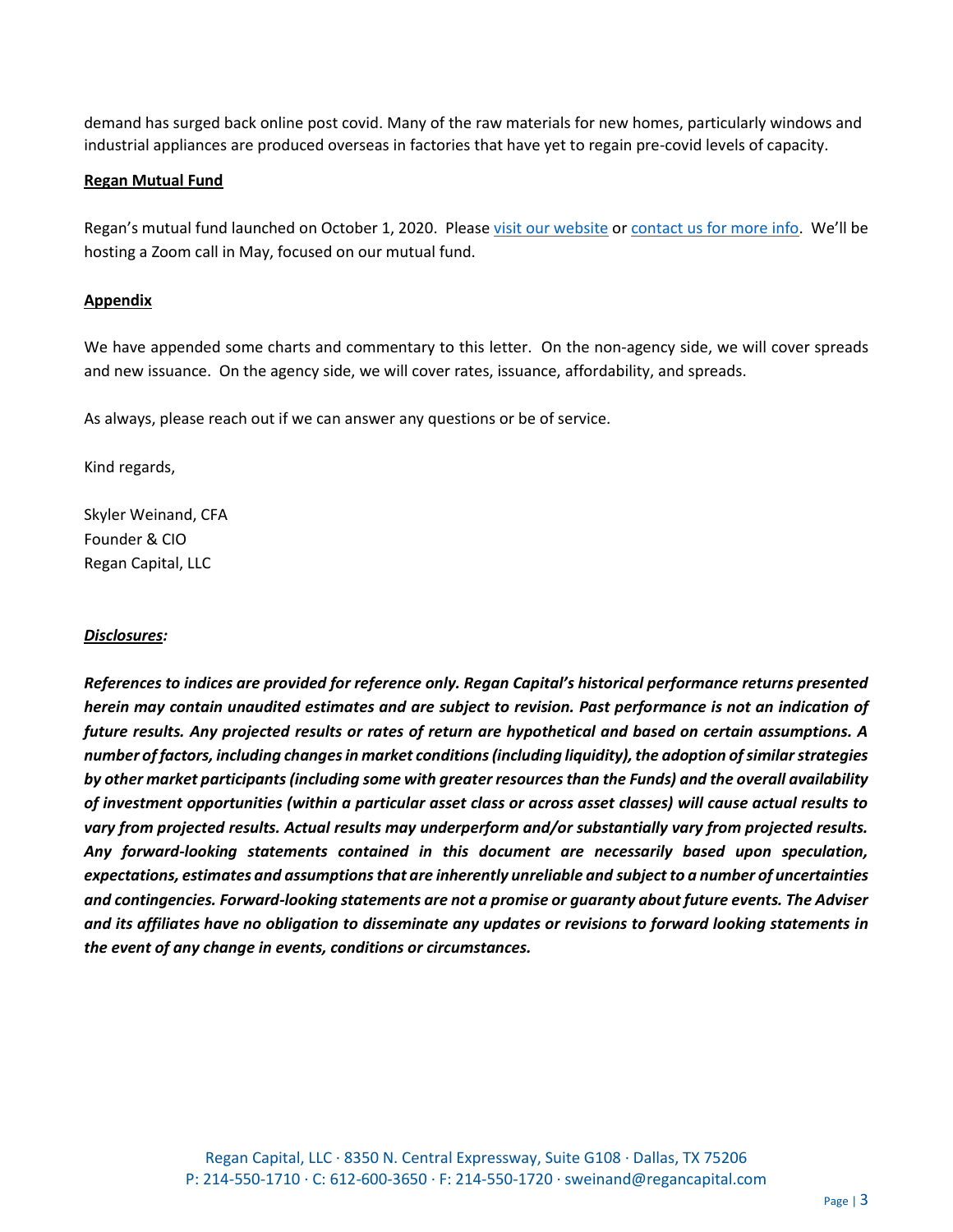demand has surged back online post covid. Many of the raw materials for new homes, particularly windows and industrial appliances are produced overseas in factories that have yet to regain pre-covid levels of capacity.

**Regan Mutual Fund**

Regan's mutual fund launched on October 1, 2020. Please visit our website or contact us for more info. We'll be hosting a Zoom call in May, focused on our mutual fund.

**Appendix**

We have appended some charts and commentary to this letter. On the non-agency side, we will cover spreads and new issuance. On the agency side, we will cover rates, issuance, affordability, and spreads.

As always, please reach out if we can answer any questions or be of service.

Kind regards,

Skyler Weinand, CFA
Founder & CIO
Regan Capital, LLC

***Disclosures:***

***References to indices are provided for reference only. Regan Capital's historical performance returns presented herein may contain unaudited estimates and are subject to revision. Past performance is not an indication of future results. Any projected results or rates of return are hypothetical and based on certain assumptions. A number of factors, including changes in market conditions (including liquidity), the adoption of similar strategies by other market participants (including some with greater resources than the Funds) and the overall availability of investment opportunities (within a particular asset class or across asset classes) will cause actual results to vary from projected results. Actual results may underperform and/or substantially vary from projected results. Any forward-looking statements contained in this document are necessarily based upon speculation, expectations, estimates and assumptions that are inherently unreliable and subject to a number of uncertainties and contingencies. Forward-looking statements are not a promise or guaranty about future events. The Adviser and its affiliates have no obligation to disseminate any updates or revisions to forward looking statements in the event of any change in events, conditions or circumstances.***

Regan Capital, LLC · 8350 N. Central Expressway, Suite G108 · Dallas, TX 75206
P: 214-550-1710 · C: 612-600-3650 · F: 214-550-1720 · sweinand@regancapital.com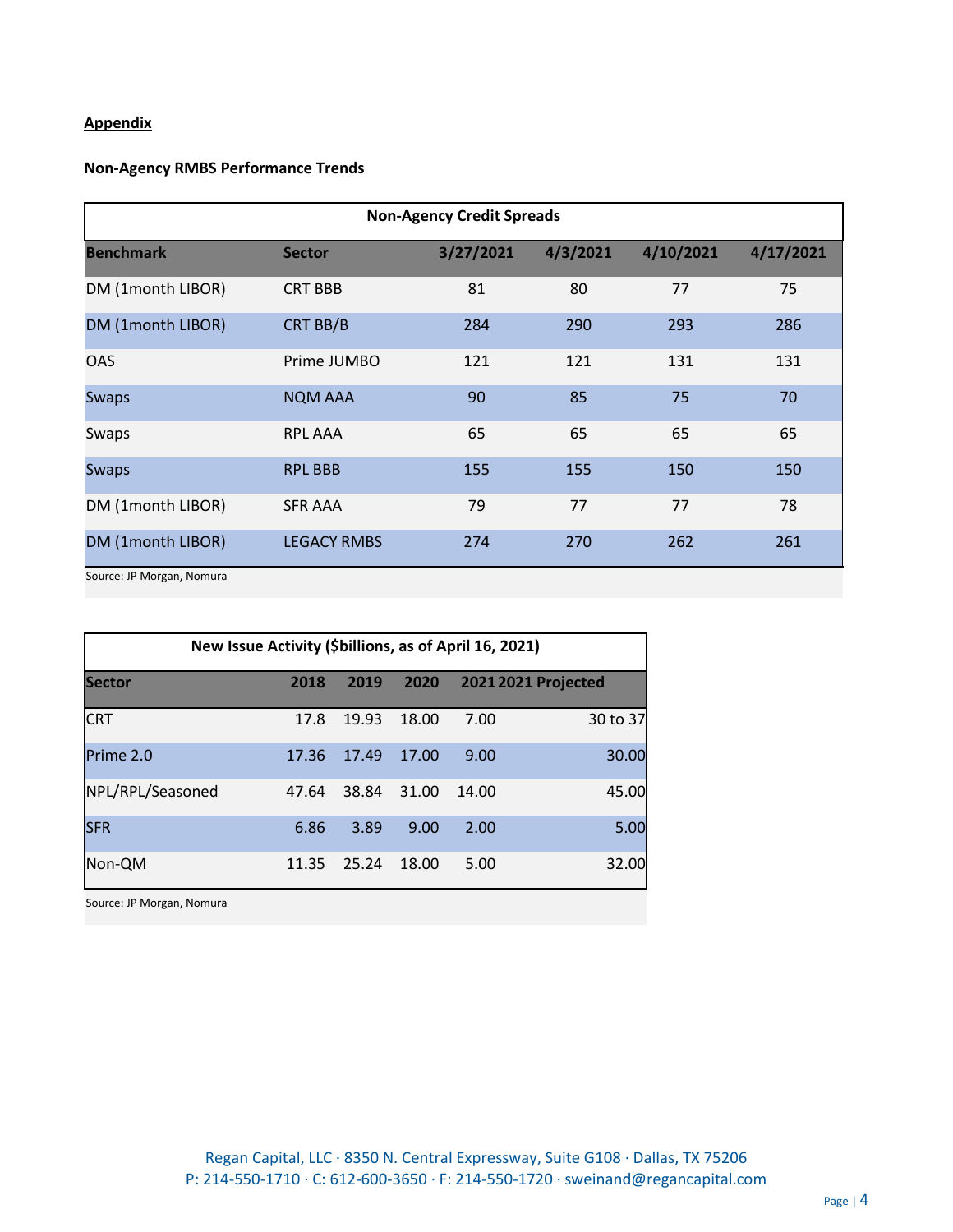**Appendix**

**Non-Agency RMBS Performance Trends**

| Non-Agency Credit Spreads | | | | | |
|---|---|---|---|---|---|
| **Benchmark** | **Sector** | **3/27/2021** | **4/3/2021** | **4/10/2021** | **4/17/2021** |
| DM (1month LIBOR) | CRT BBB | 81 | 80 | 77 | 75 |
| DM (1month LIBOR) | CRT BB/B | 284 | 290 | 293 | 286 |
| OAS | Prime JUMBO | 121 | 121 | 131 | 131 |
| Swaps | NQM AAA | 90 | 85 | 75 | 70 |
| Swaps | RPL AAA | 65 | 65 | 65 | 65 |
| Swaps | RPL BBB | 155 | 155 | 150 | 150 |
| DM (1month LIBOR) | SFR AAA | 79 | 77 | 77 | 78 |
| DM (1month LIBOR) | LEGACY RMBS | 274 | 270 | 262 | 261 |

Source: JP Morgan, Nomura

| New Issue Activity ($billions, as of April 16, 2021) | | | | | |
|---|---|---|---|---|---|
| **Sector** | **2018** | **2019** | **2020** | **2021** | **2021 Projected** |
| CRT | 17.8 | 19.93 | 18.00 | 7.00 | 30 to 37 |
| Prime 2.0 | 17.36 | 17.49 | 17.00 | 9.00 | 30.00 |
| NPL/RPL/Seasoned | 47.64 | 38.84 | 31.00 | 14.00 | 45.00 |
| SFR | 6.86 | 3.89 | 9.00 | 2.00 | 5.00 |
| Non-QM | 11.35 | 25.24 | 18.00 | 5.00 | 32.00 |

Source: JP Morgan, Nomura

Regan Capital, LLC · 8350 N. Central Expressway, Suite G108 · Dallas, TX 75206
P: 214-550-1710 · C: 612-600-3650 · F: 214-550-1720 · sweinand@regancapital.com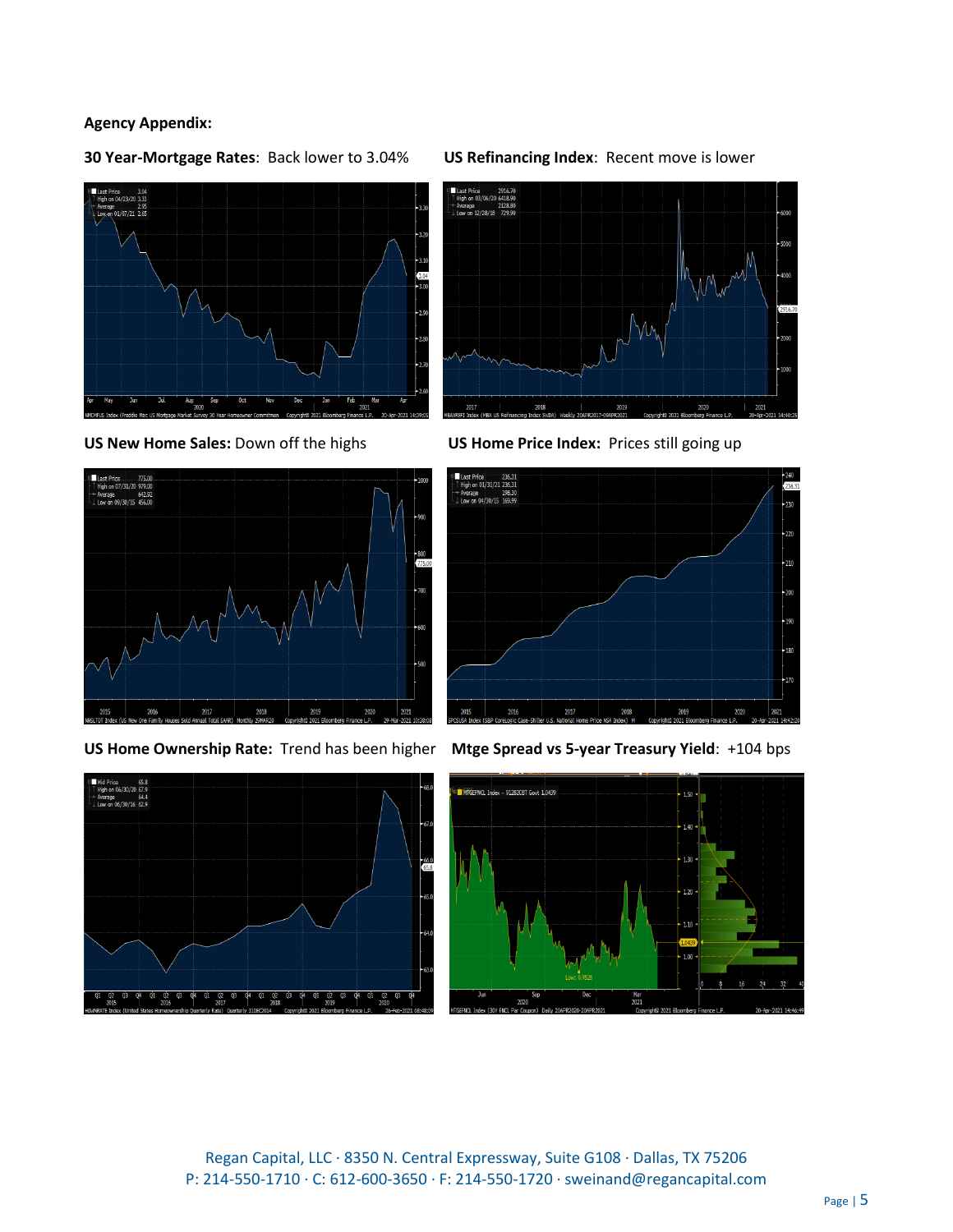**Agency Appendix:**

**30 Year-Mortgage Rates**: Back lower to 3.04%

Last Price 3.04
High on 04/23/20 3.33
Average 2.95
Low on 01/07/21 2.65

**US Refinancing Index**: Recent move is lower

Last Price 2916.70
High on 03/06/20 6418.90
Average 2128.80
Low on 12/28/18 729.90

**US New Home Sales:** Down off the highs

Last Price 775.00
High on 07/31/20 979.00
Average 642.92
Low on 09/30/15 456.00

**US Home Price Index:** Prices still going up

Last Price 236.31
High on 01/31/21 236.31
Average 198.30
Low on 04/30/15 169.99

**US Home Ownership Rate:** Trend has been higher

Mid Price 65.8
High on 06/30/20 67.9
Average 64.4
Low on 06/30/16 62.9

**Mtge Spread vs 5-year Treasury Yield**: +104 bps

MTGEFNCL Index - 91282CBT Govt 1.0439

Low: 0.9526

Regan Capital, LLC · 8350 N. Central Expressway, Suite G108 · Dallas, TX 75206
P: 214-550-1710 · C: 612-600-3650 · F: 214-550-1720 · sweinand@regancapital.com